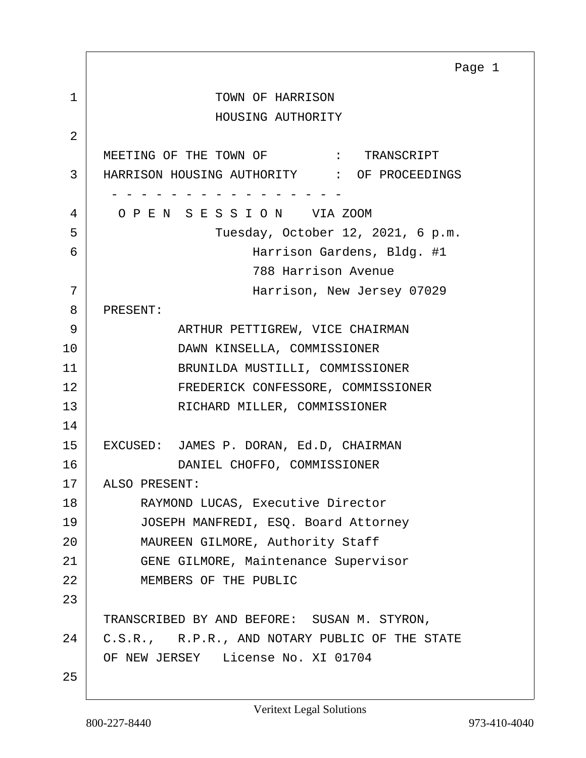TOWN OF HARRISON
HOUSING AUTHORITY

MEETING OF THE TOWN OF : TRANSCRIPT
HARRISON HOUSING AUTHORITY : OF PROCEEDINGS

\- - - - - - - - - - - - - - - - -

O P E N S E S S I O N VIA ZOOM

Tuesday, October 12, 2021, 6 p.m.

Harrison Gardens, Bldg. #1
788 Harrison Avenue
Harrison, New Jersey 07029

PRESENT:

ARTHUR PETTIGREW, VICE CHAIRMAN
DAWN KINSELLA, COMMISSIONER
BRUNILDA MUSTILLI, COMMISSIONER
FREDERICK CONFESSORE, COMMISSIONER
RICHARD MILLER, COMMISSIONER

EXCUSED: JAMES P. DORAN, Ed.D, CHAIRMAN
DANIEL CHOFFO, COMMISSIONER

ALSO PRESENT:

RAYMOND LUCAS, Executive Director
JOSEPH MANFREDI, ESQ. Board Attorney
MAUREEN GILMORE, Authority Staff
GENE GILMORE, Maintenance Supervisor
MEMBERS OF THE PUBLIC

TRANSCRIBED BY AND BEFORE: SUSAN M. STYRON, C.S.R., R.P.R., AND NOTARY PUBLIC OF THE STATE OF NEW JERSEY License No. XI 01704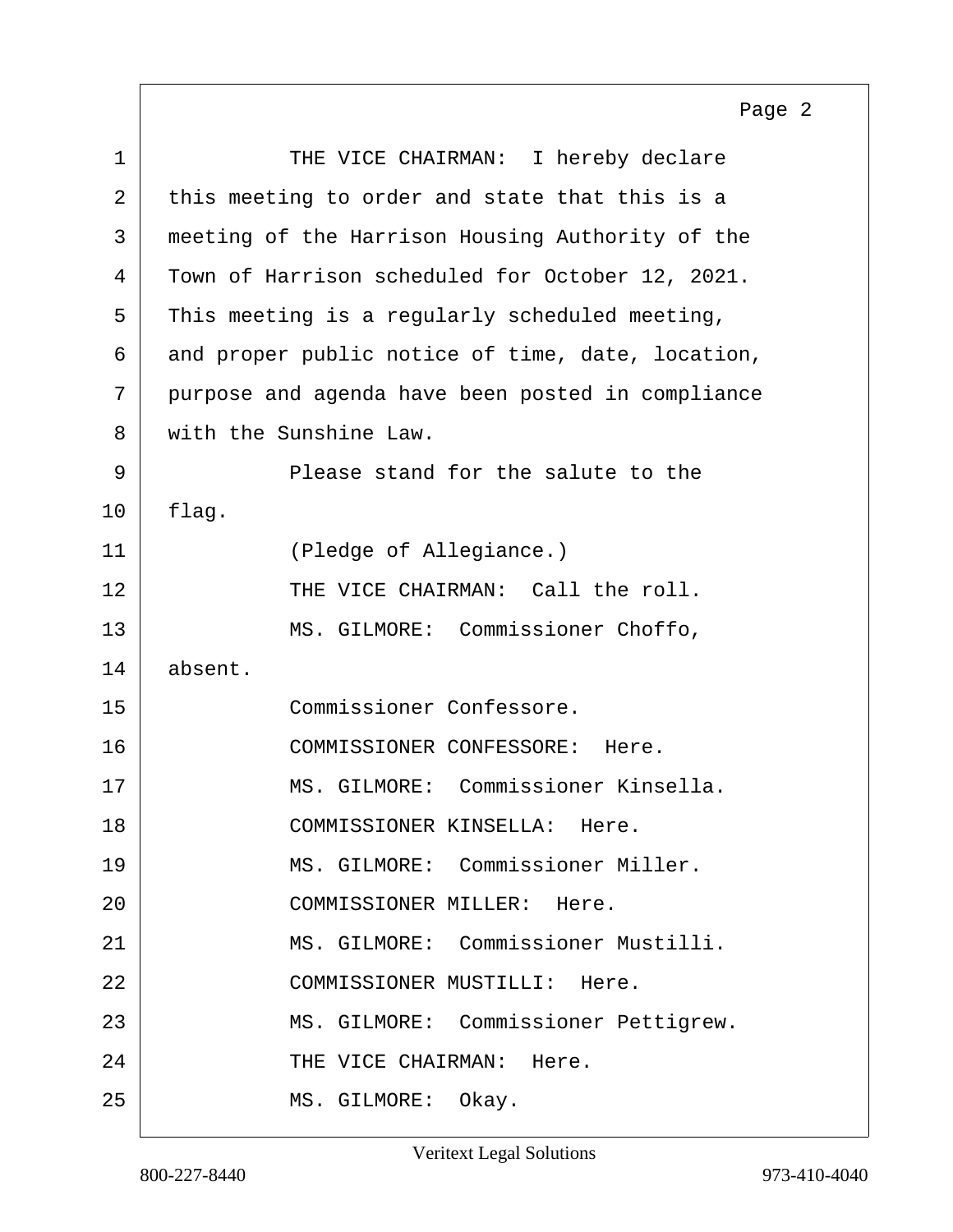1 THE VICE CHAIRMAN: I hereby declare
2 this meeting to order and state that this is a
3 meeting of the Harrison Housing Authority of the
4 Town of Harrison scheduled for October 12, 2021.
5 This meeting is a regularly scheduled meeting,
6 and proper public notice of time, date, location,
7 purpose and agenda have been posted in compliance
8 with the Sunshine Law.
9 Please stand for the salute to the
10 flag.
11 (Pledge of Allegiance.)
12 THE VICE CHAIRMAN: Call the roll.
13 MS. GILMORE: Commissioner Choffo,
14 absent.
15 Commissioner Confessore.
16 COMMISSIONER CONFESSORE: Here.
17 MS. GILMORE: Commissioner Kinsella.
18 COMMISSIONER KINSELLA: Here.
19 MS. GILMORE: Commissioner Miller.
20 COMMISSIONER MILLER: Here.
21 MS. GILMORE: Commissioner Mustilli.
22 COMMISSIONER MUSTILLI: Here.
23 MS. GILMORE: Commissioner Pettigrew.
24 THE VICE CHAIRMAN: Here.
25 MS. GILMORE: Okay.

Veritext Legal Solutions

800-227-8440 973-410-4040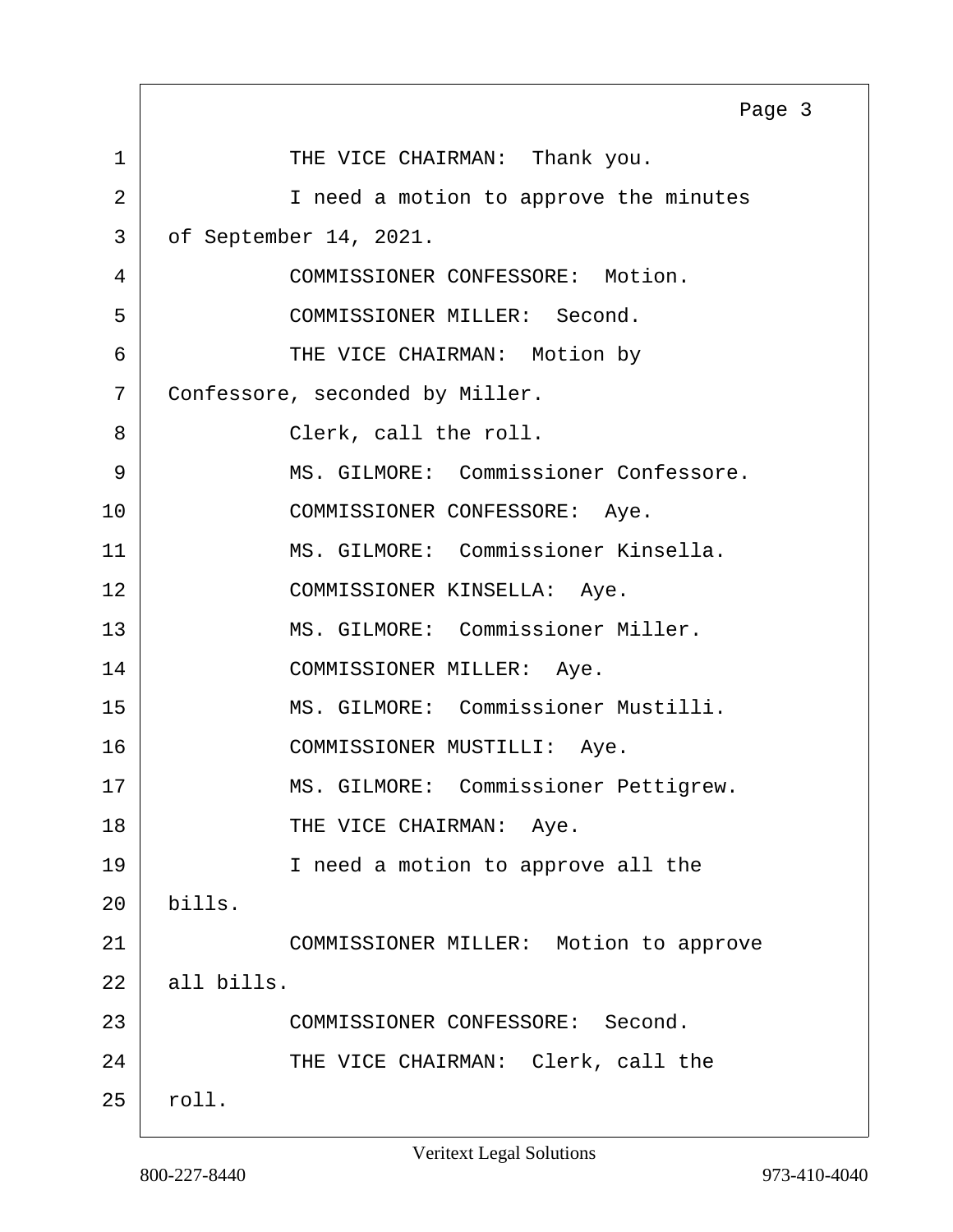1 THE VICE CHAIRMAN: Thank you.

2 I need a motion to approve the minutes

3 of September 14, 2021.

4 COMMISSIONER CONFESSORE: Motion.

5 COMMISSIONER MILLER: Second.

6 THE VICE CHAIRMAN: Motion by

7 Confessore, seconded by Miller.

8 Clerk, call the roll.

9 MS. GILMORE: Commissioner Confessore.

10 COMMISSIONER CONFESSORE: Aye.

11 MS. GILMORE: Commissioner Kinsella.

12 COMMISSIONER KINSELLA: Aye.

13 MS. GILMORE: Commissioner Miller.

14 COMMISSIONER MILLER: Aye.

15 MS. GILMORE: Commissioner Mustilli.

16 COMMISSIONER MUSTILLI: Aye.

17 MS. GILMORE: Commissioner Pettigrew.

18 THE VICE CHAIRMAN: Aye.

19 I need a motion to approve all the

20 bills.

21 COMMISSIONER MILLER: Motion to approve

22 all bills.

23 COMMISSIONER CONFESSORE: Second.

24 THE VICE CHAIRMAN: Clerk, call the

25 roll.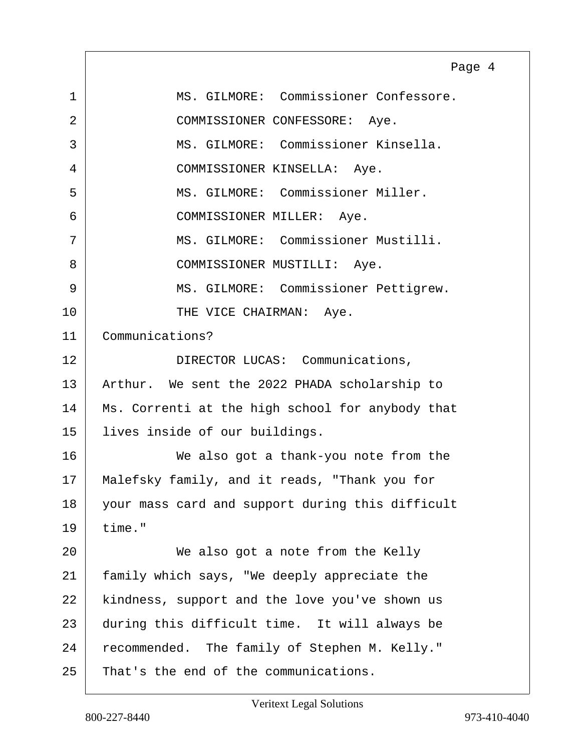1 MS. GILMORE: Commissioner Confessore.

2 COMMISSIONER CONFESSORE: Aye.

3 MS. GILMORE: Commissioner Kinsella.

4 COMMISSIONER KINSELLA: Aye.

5 MS. GILMORE: Commissioner Miller.

6 COMMISSIONER MILLER: Aye.

7 MS. GILMORE: Commissioner Mustilli.

8 COMMISSIONER MUSTILLI: Aye.

9 MS. GILMORE: Commissioner Pettigrew.

10 THE VICE CHAIRMAN: Aye.

11 Communications?

12 DIRECTOR LUCAS: Communications,

13 Arthur. We sent the 2022 PHADA scholarship to

14 Ms. Correnti at the high school for anybody that

15 lives inside of our buildings.

16 We also got a thank-you note from the

17 Malefsky family, and it reads, "Thank you for

18 your mass card and support during this difficult

19 time."

20 We also got a note from the Kelly

21 family which says, "We deeply appreciate the

22 kindness, support and the love you've shown us

23 during this difficult time. It will always be

24 recommended. The family of Stephen M. Kelly."

25 That's the end of the communications.

Veritext Legal Solutions

800-227-8440 973-410-4040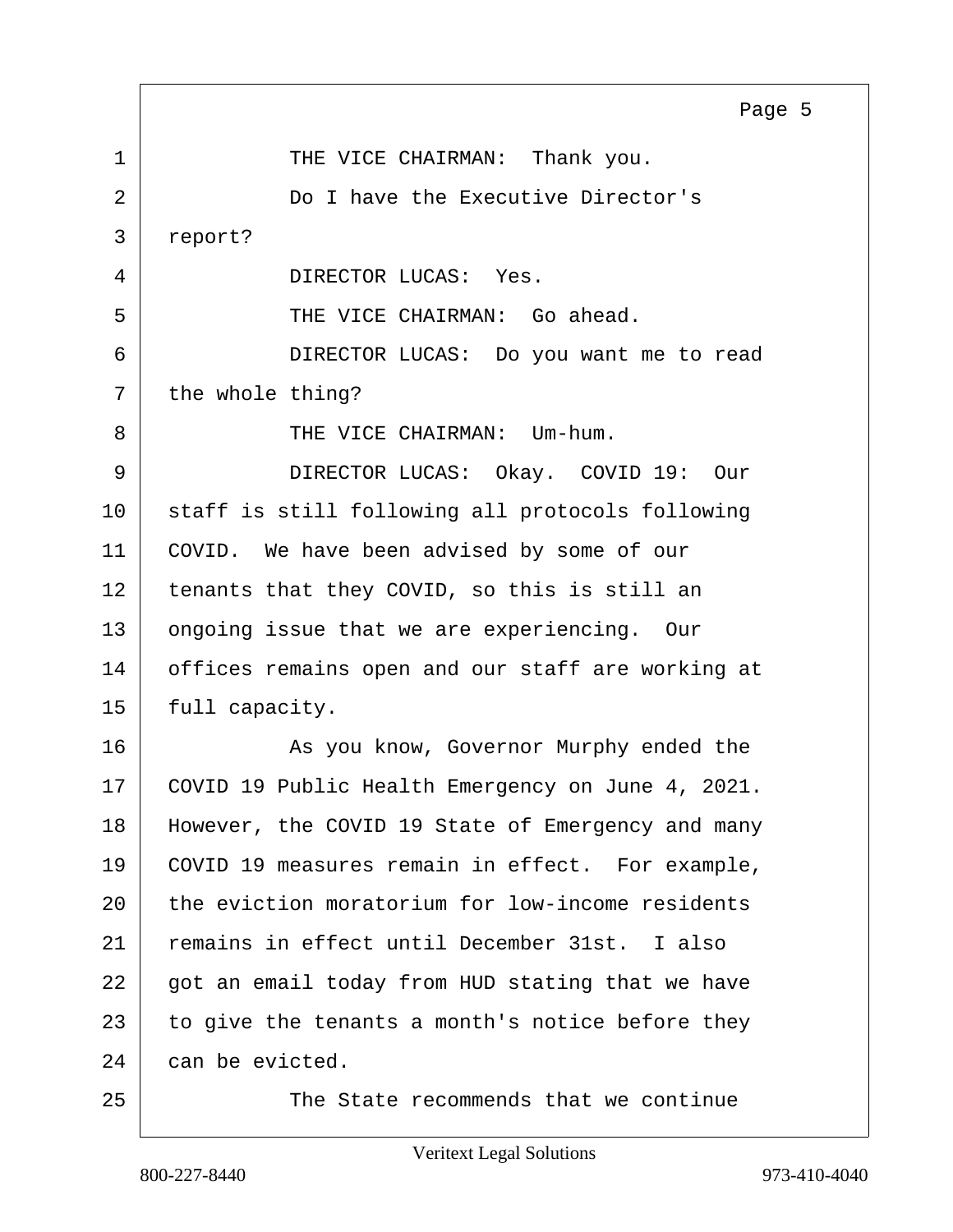THE VICE CHAIRMAN: Thank you.

Do I have the Executive Director's report?

DIRECTOR LUCAS: Yes.

THE VICE CHAIRMAN: Go ahead.

DIRECTOR LUCAS: Do you want me to read the whole thing?

THE VICE CHAIRMAN: Um-hum.

DIRECTOR LUCAS: Okay. COVID 19: Our staff is still following all protocols following COVID. We have been advised by some of our tenants that they COVID, so this is still an ongoing issue that we are experiencing. Our offices remains open and our staff are working at full capacity.

As you know, Governor Murphy ended the COVID 19 Public Health Emergency on June 4, 2021. However, the COVID 19 State of Emergency and many COVID 19 measures remain in effect. For example, the eviction moratorium for low-income residents remains in effect until December 31st. I also got an email today from HUD stating that we have to give the tenants a month's notice before they can be evicted.

The State recommends that we continue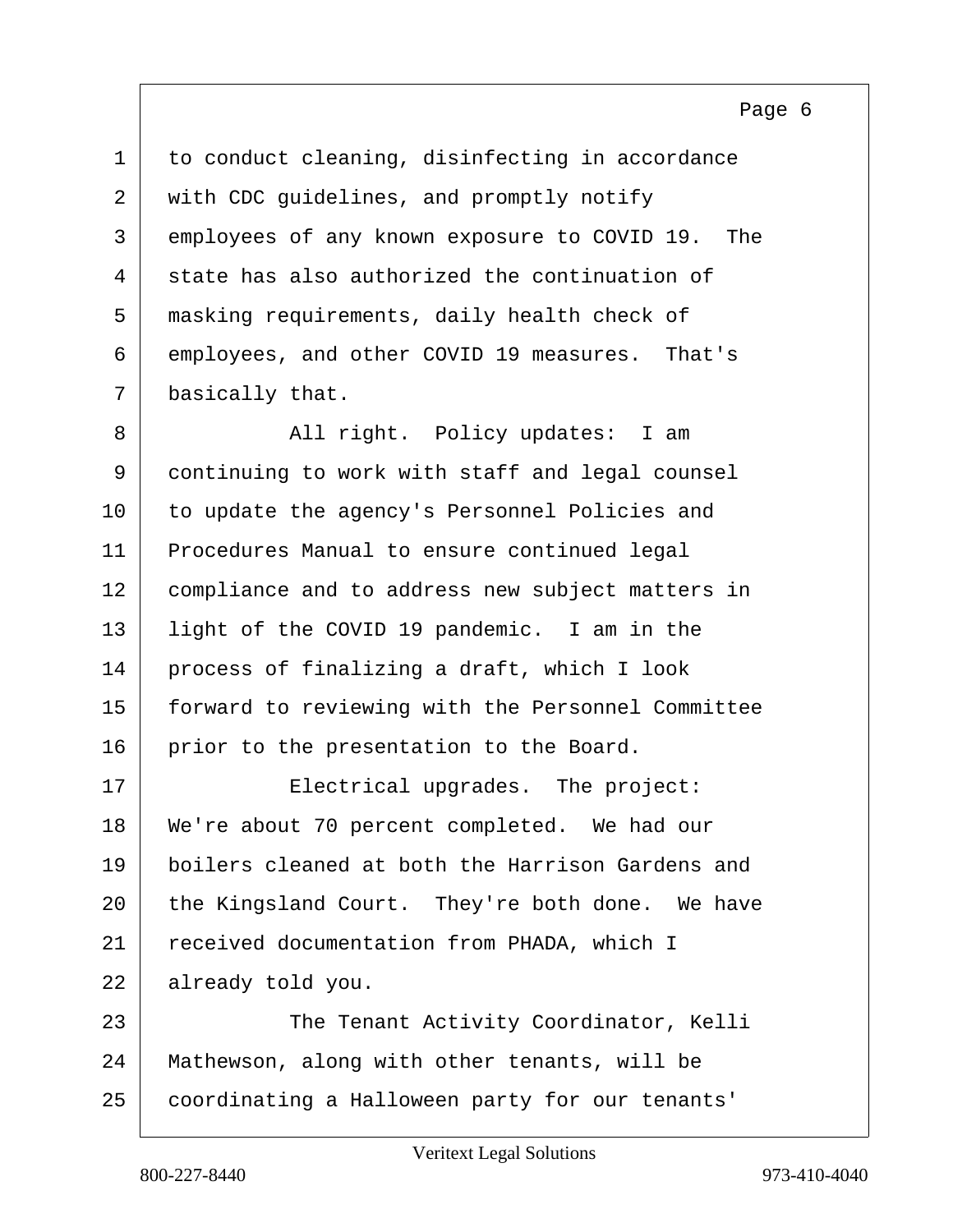to conduct cleaning, disinfecting in accordance with CDC guidelines, and promptly notify employees of any known exposure to COVID 19. The state has also authorized the continuation of masking requirements, daily health check of employees, and other COVID 19 measures. That's basically that.

All right. Policy updates: I am continuing to work with staff and legal counsel to update the agency's Personnel Policies and Procedures Manual to ensure continued legal compliance and to address new subject matters in light of the COVID 19 pandemic. I am in the process of finalizing a draft, which I look forward to reviewing with the Personnel Committee prior to the presentation to the Board.

Electrical upgrades. The project: We're about 70 percent completed. We had our boilers cleaned at both the Harrison Gardens and the Kingsland Court. They're both done. We have received documentation from PHADA, which I already told you.

The Tenant Activity Coordinator, Kelli Mathewson, along with other tenants, will be coordinating a Halloween party for our tenants'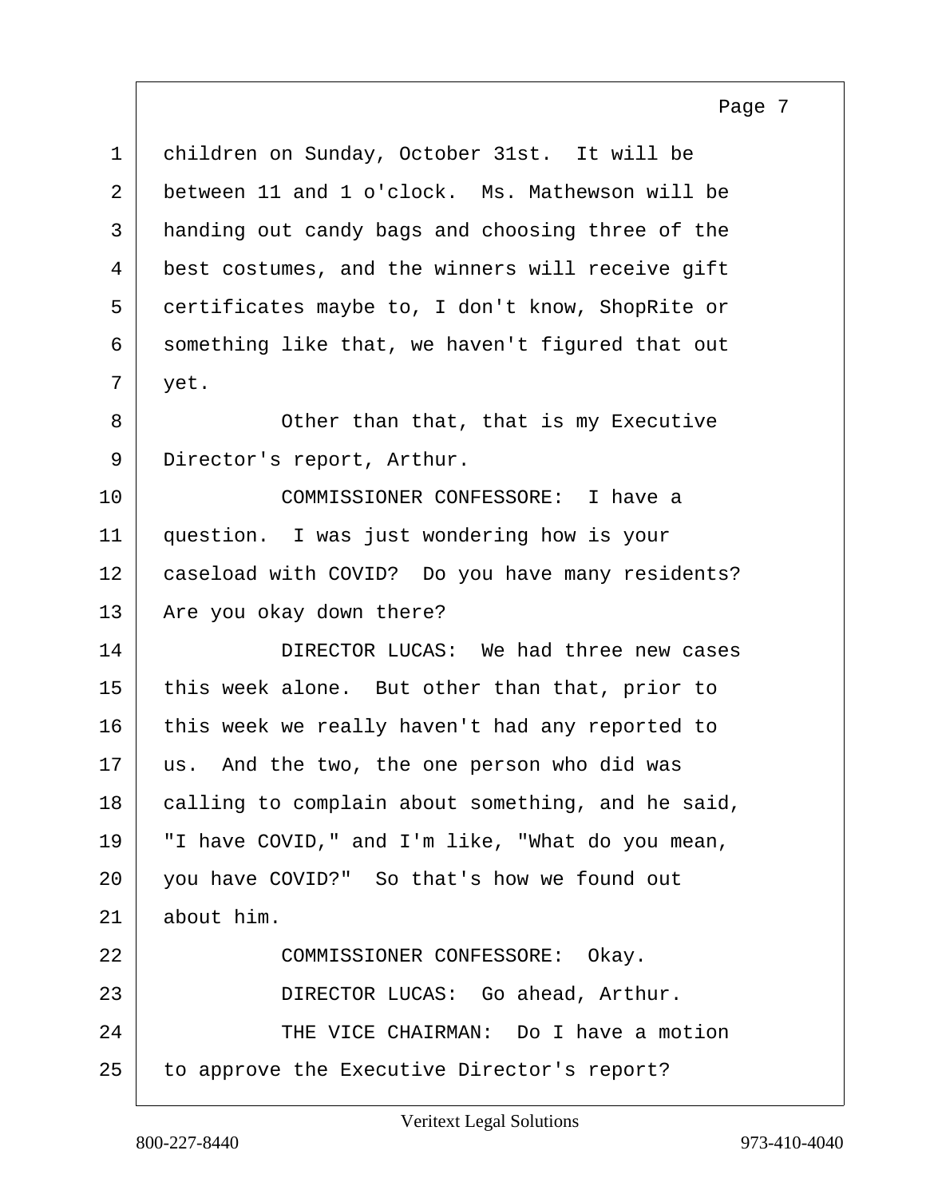children on Sunday, October 31st. It will be between 11 and 1 o'clock. Ms. Mathewson will be handing out candy bags and choosing three of the best costumes, and the winners will receive gift certificates maybe to, I don't know, ShopRite or something like that, we haven't figured that out yet.

Other than that, that is my Executive Director's report, Arthur.

COMMISSIONER CONFESSORE: I have a question. I was just wondering how is your caseload with COVID? Do you have many residents? Are you okay down there?

DIRECTOR LUCAS: We had three new cases this week alone. But other than that, prior to this week we really haven't had any reported to us. And the two, the one person who did was calling to complain about something, and he said, "I have COVID," and I'm like, "What do you mean, you have COVID?" So that's how we found out about him.

COMMISSIONER CONFESSORE: Okay.

DIRECTOR LUCAS: Go ahead, Arthur.

THE VICE CHAIRMAN: Do I have a motion to approve the Executive Director's report?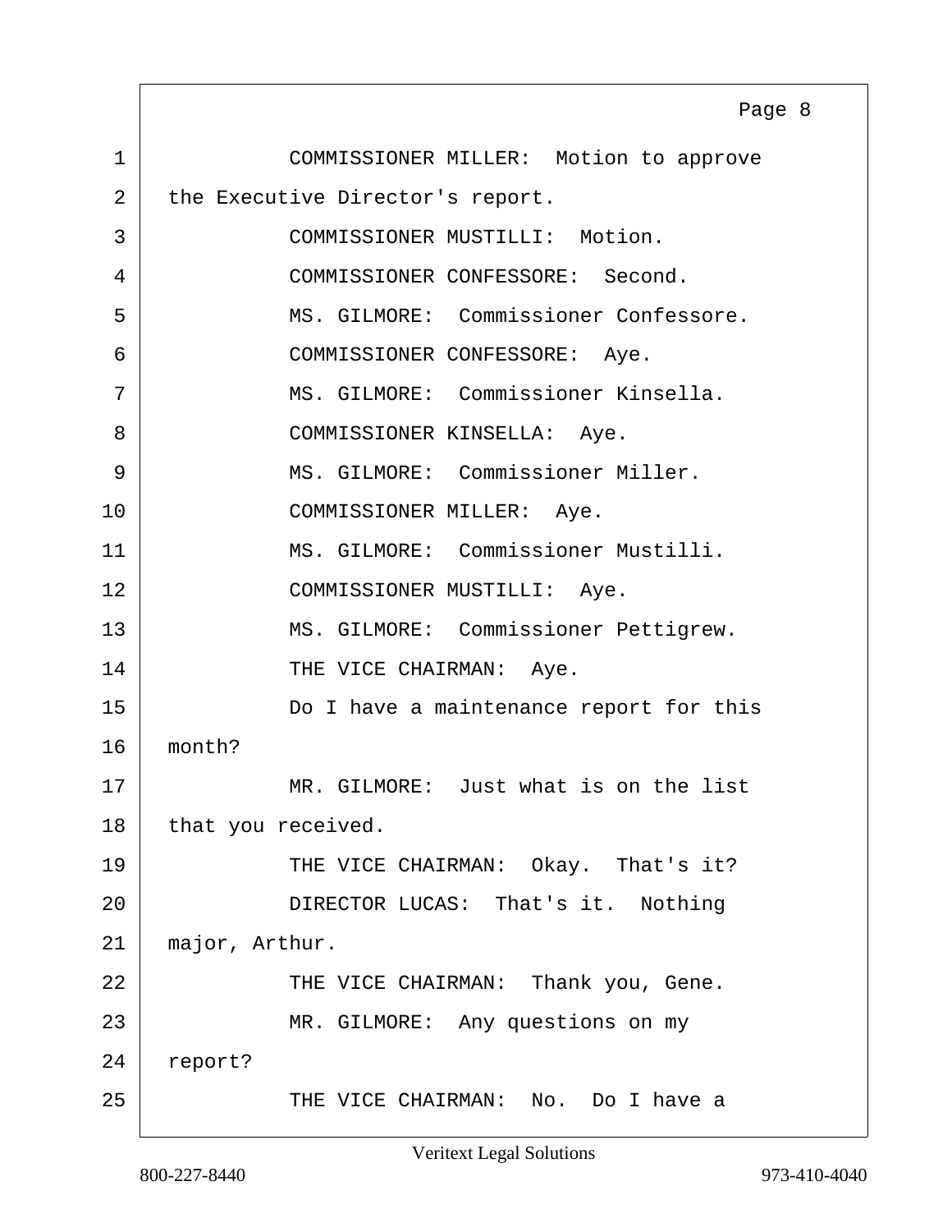1 COMMISSIONER MILLER: Motion to approve
2 the Executive Director's report.
3 COMMISSIONER MUSTILLI: Motion.
4 COMMISSIONER CONFESSORE: Second.
5 MS. GILMORE: Commissioner Confessore.
6 COMMISSIONER CONFESSORE: Aye.
7 MS. GILMORE: Commissioner Kinsella.
8 COMMISSIONER KINSELLA: Aye.
9 MS. GILMORE: Commissioner Miller.
10 COMMISSIONER MILLER: Aye.
11 MS. GILMORE: Commissioner Mustilli.
12 COMMISSIONER MUSTILLI: Aye.
13 MS. GILMORE: Commissioner Pettigrew.
14 THE VICE CHAIRMAN: Aye.
15 Do I have a maintenance report for this
16 month?
17 MR. GILMORE: Just what is on the list
18 that you received.
19 THE VICE CHAIRMAN: Okay. That's it?
20 DIRECTOR LUCAS: That's it. Nothing
21 major, Arthur.
22 THE VICE CHAIRMAN: Thank you, Gene.
23 MR. GILMORE: Any questions on my
24 report?
25 THE VICE CHAIRMAN: No. Do I have a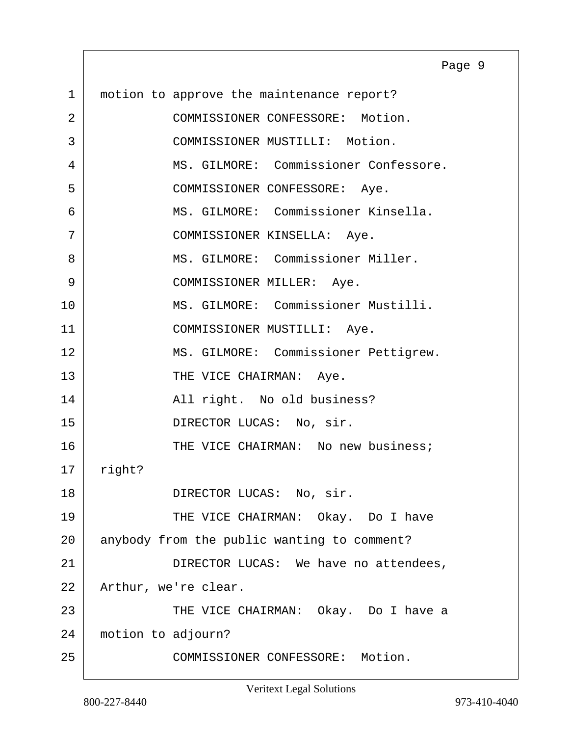1 motion to approve the maintenance report?

2 COMMISSIONER CONFESSORE: Motion.

3 COMMISSIONER MUSTILLI: Motion.

4 MS. GILMORE: Commissioner Confessore.

5 COMMISSIONER CONFESSORE: Aye.

6 MS. GILMORE: Commissioner Kinsella.

7 COMMISSIONER KINSELLA: Aye.

8 MS. GILMORE: Commissioner Miller.

9 COMMISSIONER MILLER: Aye.

10 MS. GILMORE: Commissioner Mustilli.

11 COMMISSIONER MUSTILLI: Aye.

12 MS. GILMORE: Commissioner Pettigrew.

13 THE VICE CHAIRMAN: Aye.

14 All right. No old business?

15 DIRECTOR LUCAS: No, sir.

16 THE VICE CHAIRMAN: No new business;

17 right?

18 DIRECTOR LUCAS: No, sir.

19 THE VICE CHAIRMAN: Okay. Do I have

20 anybody from the public wanting to comment?

21 DIRECTOR LUCAS: We have no attendees,

22 Arthur, we're clear.

23 THE VICE CHAIRMAN: Okay. Do I have a

24 motion to adjourn?

25 COMMISSIONER CONFESSORE: Motion.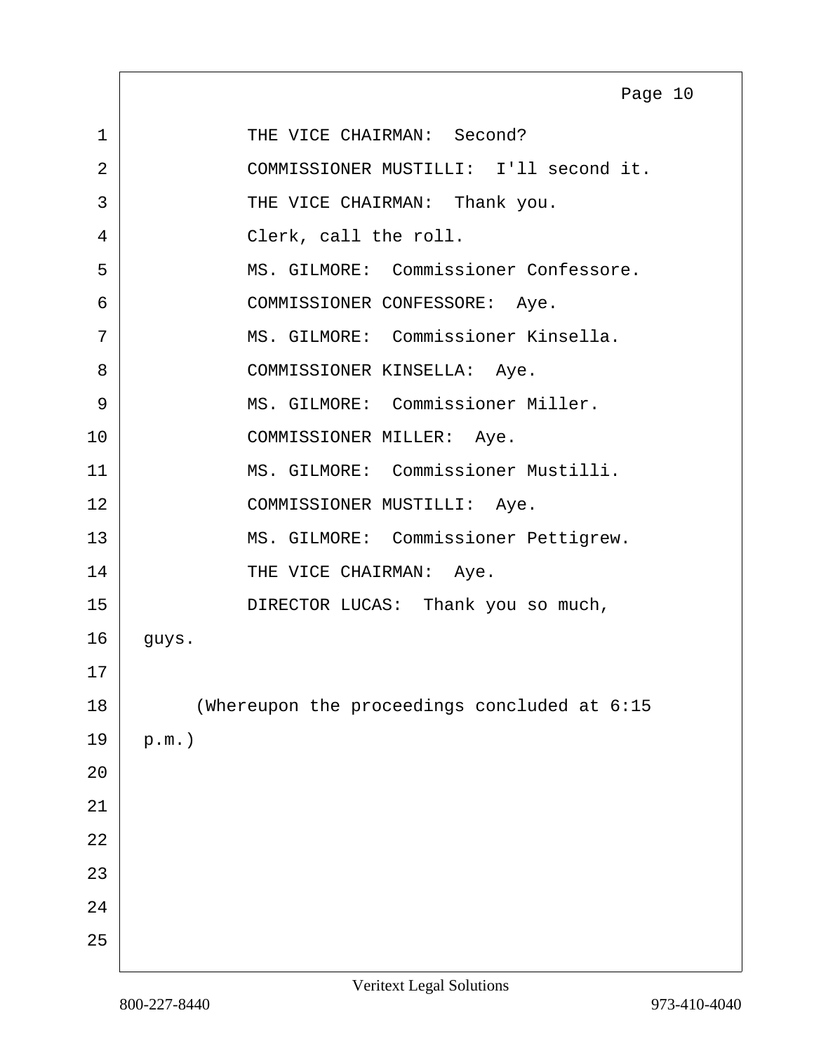THE VICE CHAIRMAN: Second?

COMMISSIONER MUSTILLI: I'll second it.

THE VICE CHAIRMAN: Thank you.

Clerk, call the roll.

MS. GILMORE: Commissioner Confessore.

COMMISSIONER CONFESSORE: Aye.

MS. GILMORE: Commissioner Kinsella.

COMMISSIONER KINSELLA: Aye.

MS. GILMORE: Commissioner Miller.

COMMISSIONER MILLER: Aye.

MS. GILMORE: Commissioner Mustilli.

COMMISSIONER MUSTILLI: Aye.

MS. GILMORE: Commissioner Pettigrew.

THE VICE CHAIRMAN: Aye.

DIRECTOR LUCAS: Thank you so much, guys.

(Whereupon the proceedings concluded at 6:15 p.m.)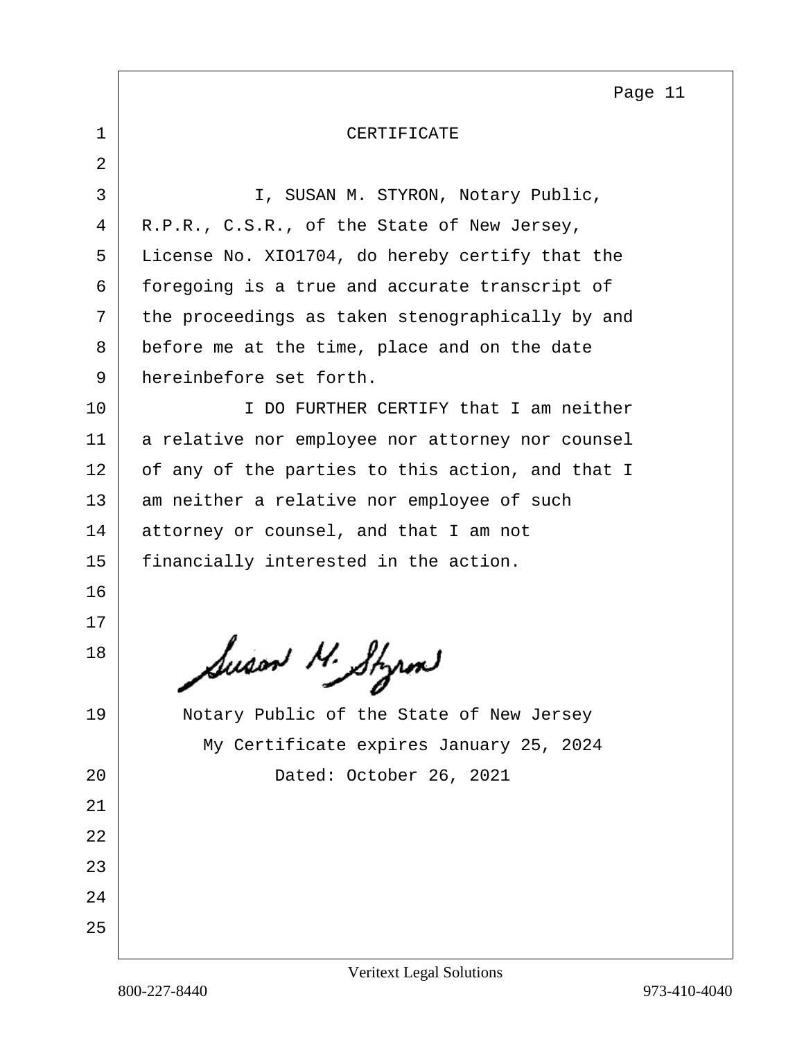# CERTIFICATE

I, SUSAN M. STYRON, Notary Public, R.P.R., C.S.R., of the State of New Jersey, License No. XIO1704, do hereby certify that the foregoing is a true and accurate transcript of the proceedings as taken stenographically by and before me at the time, place and on the date hereinbefore set forth.

I DO FURTHER CERTIFY that I am neither a relative nor employee nor attorney nor counsel of any of the parties to this action, and that I am neither a relative nor employee of such attorney or counsel, and that I am not financially interested in the action.

Susan M. Styron

Notary Public of the State of New Jersey
My Certificate expires January 25, 2024
Dated: October 26, 2021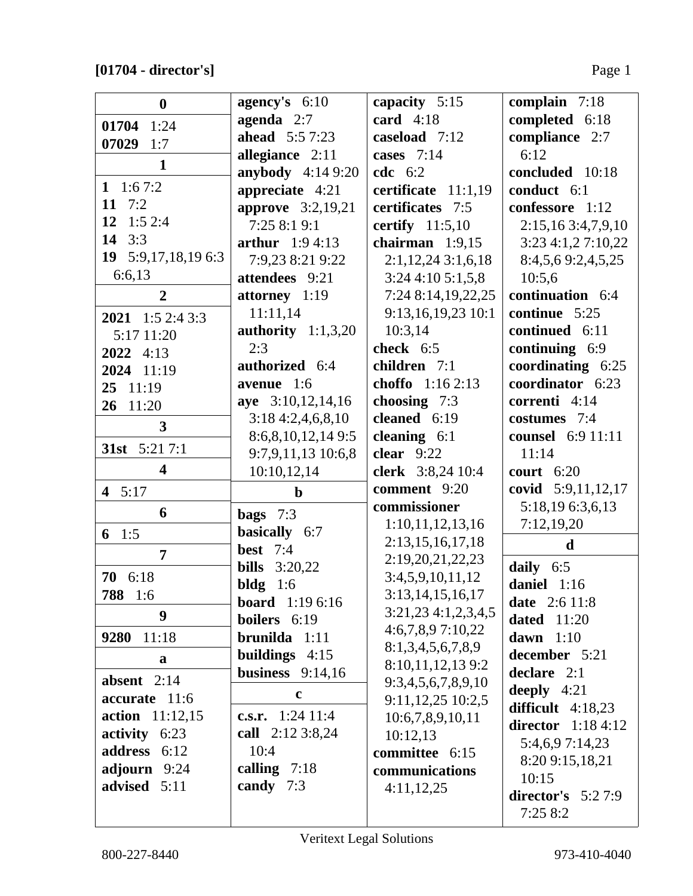**[01704 - director's]**

**0**

**01704** 1:24
**07029** 1:7

**1**

**1** 1:6 7:2
**11** 7:2
**12** 1:5 2:4
**14** 3:3
**19** 5:9,17,18,19 6:3 6:6,13

**2**

**2021** 1:5 2:4 3:3 5:17 11:20
**2022** 4:13
**2024** 11:19
**25** 11:19
**26** 11:20

**3**

**31st** 5:21 7:1

**4**

**4** 5:17

**6**

**6** 1:5

**7**

**70** 6:18
**788** 1:6

**9**

**9280** 11:18

**a**

**absent** 2:14
**accurate** 11:6
**action** 11:12,15
**activity** 6:23
**address** 6:12
**adjourn** 9:24
**advised** 5:11
**agency's** 6:10
**agenda** 2:7
**ahead** 5:5 7:23
**allegiance** 2:11
**anybody** 4:14 9:20
**appreciate** 4:21
**approve** 3:2,19,21 7:25 8:1 9:1
**arthur** 1:9 4:13 7:9,23 8:21 9:22
**attendees** 9:21
**attorney** 1:19 11:11,14
**authority** 1:1,3,20 2:3
**authorized** 6:4
**avenue** 1:6
**aye** 3:10,12,14,16 3:18 4:2,4,6,8,10 8:6,8,10,12,14 9:5 9:7,9,11,13 10:6,8 10:10,12,14

**b**

**bags** 7:3
**basically** 6:7
**best** 7:4
**bills** 3:20,22
**bldg** 1:6
**board** 1:19 6:16
**boilers** 6:19
**brunilda** 1:11
**buildings** 4:15
**business** 9:14,16

**c**

**c.s.r.** 1:24 11:4
**call** 2:12 3:8,24 10:4
**calling** 7:18
**candy** 7:3
**capacity** 5:15
**card** 4:18
**caseload** 7:12
**cases** 7:14
**cdc** 6:2
**certificate** 11:1,19
**certificates** 7:5
**certify** 11:5,10
**chairman** 1:9,15 2:1,12,24 3:1,6,18 3:24 4:10 5:1,5,8 7:24 8:14,19,22,25 9:13,16,19,23 10:1 10:3,14
**check** 6:5
**children** 7:1
**choffo** 1:16 2:13
**choosing** 7:3
**cleaned** 6:19
**cleaning** 6:1
**clear** 9:22
**clerk** 3:8,24 10:4
**comment** 9:20
**commissioner** 1:10,11,12,13,16 2:13,15,16,17,18 2:19,20,21,22,23 3:4,5,9,10,11,12 3:13,14,15,16,17 3:21,23 4:1,2,3,4,5 4:6,7,8,9 7:10,22 8:1,3,4,5,6,7,8,9 8:10,11,12,13 9:2 9:3,4,5,6,7,8,9,10 9:11,12,25 10:2,5 10:6,7,8,9,10,11 10:12,13
**committee** 6:15
**communications** 4:11,12,25
**complain** 7:18
**completed** 6:18
**compliance** 2:7 6:12
**concluded** 10:18
**conduct** 6:1
**confessore** 1:12 2:15,16 3:4,7,9,10 3:23 4:1,2 7:10,22 8:4,5,6 9:2,4,5,25 10:5,6
**continuation** 6:4
**continue** 5:25
**continued** 6:11
**continuing** 6:9
**coordinating** 6:25
**coordinator** 6:23
**correnti** 4:14
**costumes** 7:4
**counsel** 6:9 11:11 11:14
**court** 6:20
**covid** 5:9,11,12,17 5:18,19 6:3,6,13 7:12,19,20

**d**

**daily** 6:5
**daniel** 1:16
**date** 2:6 11:8
**dated** 11:20
**dawn** 1:10
**december** 5:21
**declare** 2:1
**deeply** 4:21
**difficult** 4:18,23
**director** 1:18 4:12 5:4,6,9 7:14,23 8:20 9:15,18,21 10:15
**director's** 5:2 7:9 7:25 8:2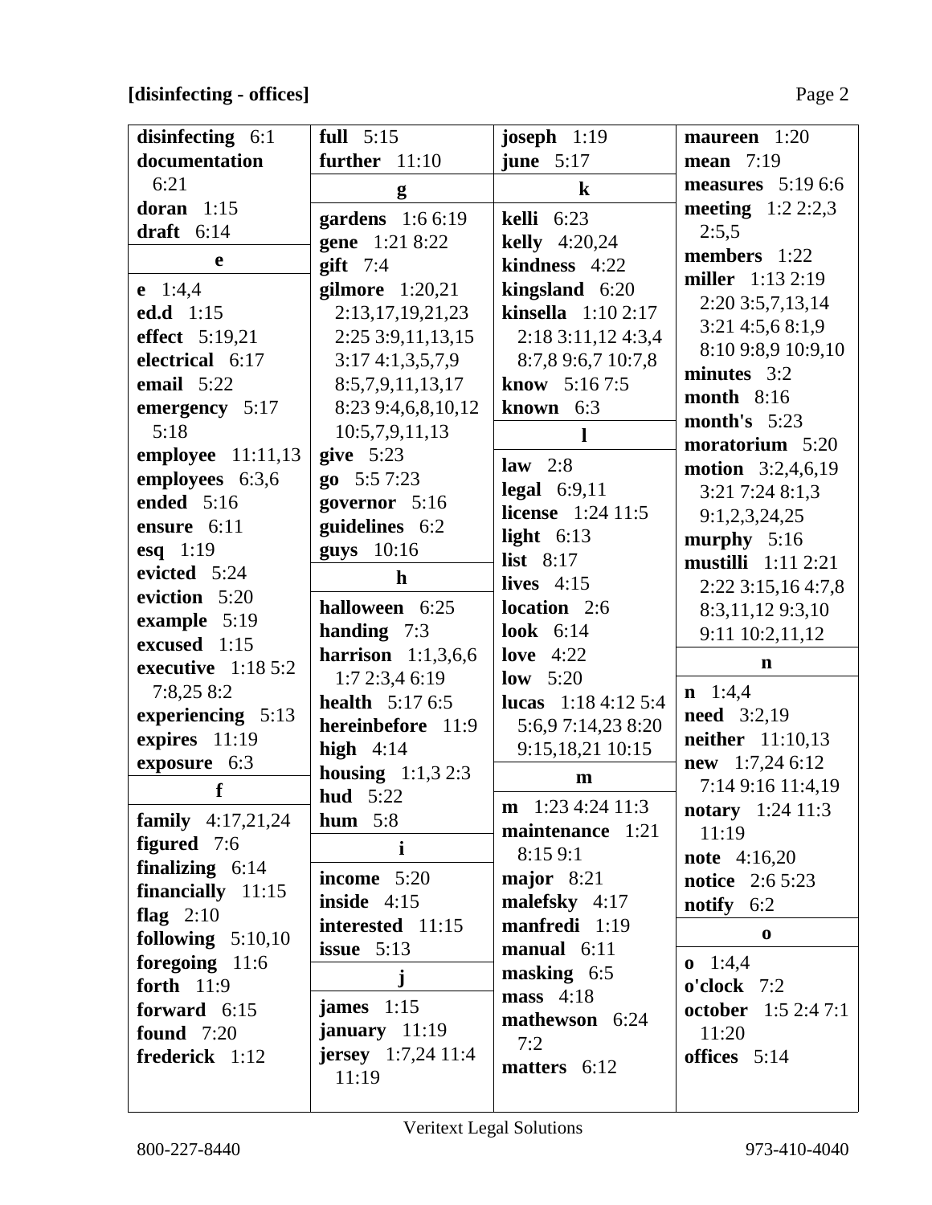**[disinfecting - offices]**

**disinfecting** 6:1
**documentation** 6:21
**doran** 1:15
**draft** 6:14

**e**

**e** 1:4,4
**ed.d** 1:15
**effect** 5:19,21
**electrical** 6:17
**email** 5:22
**emergency** 5:17 5:18
**employee** 11:11,13
**employees** 6:3,6
**ended** 5:16
**ensure** 6:11
**esq** 1:19
**evicted** 5:24
**eviction** 5:20
**example** 5:19
**excused** 1:15
**executive** 1:18 5:2 7:8,25 8:2
**experiencing** 5:13
**expires** 11:19
**exposure** 6:3

**f**

**family** 4:17,21,24
**figured** 7:6
**finalizing** 6:14
**financially** 11:15
**flag** 2:10
**following** 5:10,10
**foregoing** 11:6
**forth** 11:9
**forward** 6:15
**found** 7:20
**frederick** 1:12

**full** 5:15
**further** 11:10

**g**

**gardens** 1:6 6:19
**gene** 1:21 8:22
**gift** 7:4
**gilmore** 1:20,21 2:13,17,19,21,23 2:25 3:9,11,13,15 3:17 4:1,3,5,7,9 8:5,7,9,11,13,17 8:23 9:4,6,8,10,12 10:5,7,9,11,13
**give** 5:23
**go** 5:5 7:23
**governor** 5:16
**guidelines** 6:2
**guys** 10:16

**h**

**halloween** 6:25
**handing** 7:3
**harrison** 1:1,3,6,6 1:7 2:3,4 6:19
**health** 5:17 6:5
**hereinbefore** 11:9
**high** 4:14
**housing** 1:1,3 2:3
**hud** 5:22
**hum** 5:8

**i**

**income** 5:20
**inside** 4:15
**interested** 11:15
**issue** 5:13

**j**

**james** 1:15
**january** 11:19
**jersey** 1:7,24 11:4 11:19

**joseph** 1:19
**june** 5:17

**k**

**kelli** 6:23
**kelly** 4:20,24
**kindness** 4:22
**kingsland** 6:20
**kinsella** 1:10 2:17 2:18 3:11,12 4:3,4 8:7,8 9:6,7 10:7,8
**know** 5:16 7:5
**known** 6:3

**l**

**law** 2:8
**legal** 6:9,11
**license** 1:24 11:5
**light** 6:13
**list** 8:17
**lives** 4:15
**location** 2:6
**look** 6:14
**love** 4:22
**low** 5:20
**lucas** 1:18 4:12 5:4 5:6,9 7:14,23 8:20 9:15,18,21 10:15

**m**

**m** 1:23 4:24 11:3
**maintenance** 1:21 8:15 9:1
**major** 8:21
**malefsky** 4:17
**manfredi** 1:19
**manual** 6:11
**masking** 6:5
**mass** 4:18
**mathewson** 6:24 7:2
**matters** 6:12

**maureen** 1:20
**mean** 7:19
**measures** 5:19 6:6
**meeting** 1:2 2:2,3 2:5,5
**members** 1:22
**miller** 1:13 2:19 2:20 3:5,7,13,14 3:21 4:5,6 8:1,9 8:10 9:8,9 10:9,10
**minutes** 3:2
**month** 8:16
**month's** 5:23
**moratorium** 5:20
**motion** 3:2,4,6,19 3:21 7:24 8:1,3 9:1,2,3,24,25
**murphy** 5:16
**mustilli** 1:11 2:21 2:22 3:15,16 4:7,8 8:3,11,12 9:3,10 9:11 10:2,11,12

**n**

**n** 1:4,4
**need** 3:2,19
**neither** 11:10,13
**new** 1:7,24 6:12 7:14 9:16 11:4,19
**notary** 1:24 11:3 11:19
**note** 4:16,20
**notice** 2:6 5:23
**notify** 6:2

**o**

**o** 1:4,4
**o'clock** 7:2
**october** 1:5 2:4 7:1 11:20
**offices** 5:14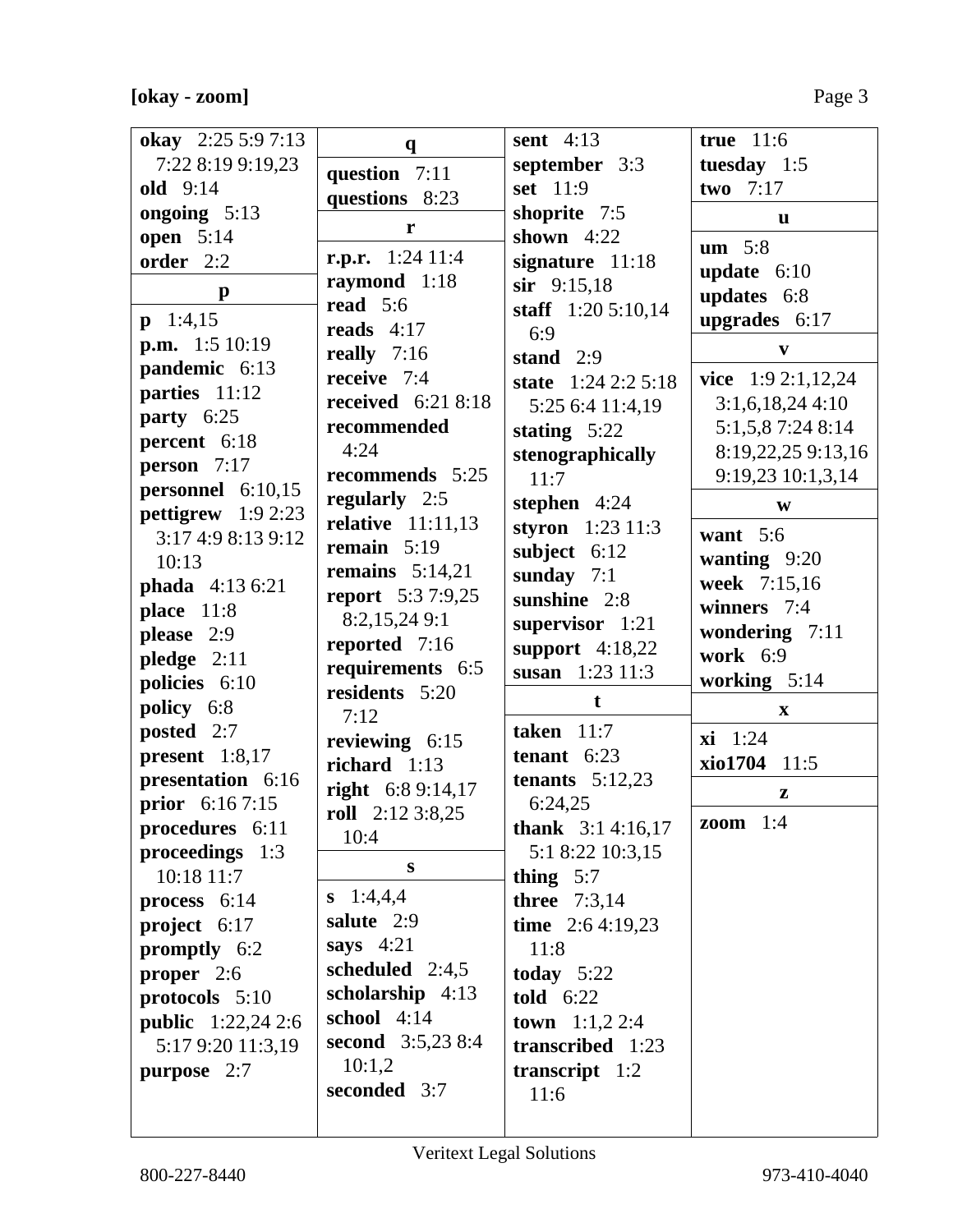**[okay - zoom]**

**okay** 2:25 5:9 7:13 7:22 8:19 9:19,23
**old** 9:14
**ongoing** 5:13
**open** 5:14
**order** 2:2

**p**

**p** 1:4,15
**p.m.** 1:5 10:19
**pandemic** 6:13
**parties** 11:12
**party** 6:25
**percent** 6:18
**person** 7:17
**personnel** 6:10,15
**pettigrew** 1:9 2:23 3:17 4:9 8:13 9:12 10:13
**phada** 4:13 6:21
**place** 11:8
**please** 2:9
**pledge** 2:11
**policies** 6:10
**policy** 6:8
**posted** 2:7
**present** 1:8,17
**presentation** 6:16
**prior** 6:16 7:15
**procedures** 6:11
**proceedings** 1:3 10:18 11:7
**process** 6:14
**project** 6:17
**promptly** 6:2
**proper** 2:6
**protocols** 5:10
**public** 1:22,24 2:6 5:17 9:20 11:3,19
**purpose** 2:7

**q**

**question** 7:11
**questions** 8:23

**r**

**r.p.r.** 1:24 11:4
**raymond** 1:18
**read** 5:6
**reads** 4:17
**really** 7:16
**receive** 7:4
**received** 6:21 8:18
**recommended** 4:24
**recommends** 5:25
**regularly** 2:5
**relative** 11:11,13
**remain** 5:19
**remains** 5:14,21
**report** 5:3 7:9,25 8:2,15,24 9:1
**reported** 7:16
**requirements** 6:5
**residents** 5:20 7:12
**reviewing** 6:15
**richard** 1:13
**right** 6:8 9:14,17
**roll** 2:12 3:8,25 10:4

**s**

**s** 1:4,4,4
**salute** 2:9
**says** 4:21
**scheduled** 2:4,5
**scholarship** 4:13
**school** 4:14
**second** 3:5,23 8:4 10:1,2
**seconded** 3:7
**sent** 4:13
**september** 3:3
**set** 11:9
**shoprite** 7:5
**shown** 4:22
**signature** 11:18
**sir** 9:15,18
**staff** 1:20 5:10,14 6:9
**stand** 2:9
**state** 1:24 2:2 5:18 5:25 6:4 11:4,19
**stating** 5:22
**stenographically** 11:7
**stephen** 4:24
**styron** 1:23 11:3
**subject** 6:12
**sunday** 7:1
**sunshine** 2:8
**supervisor** 1:21
**support** 4:18,22
**susan** 1:23 11:3

**t**

**taken** 11:7
**tenant** 6:23
**tenants** 5:12,23 6:24,25
**thank** 3:1 4:16,17 5:1 8:22 10:3,15
**thing** 5:7
**three** 7:3,14
**time** 2:6 4:19,23 11:8
**today** 5:22
**told** 6:22
**town** 1:1,2 2:4
**transcribed** 1:23
**transcript** 1:2 11:6
**true** 11:6
**tuesday** 1:5
**two** 7:17

**u**

**um** 5:8
**update** 6:10
**updates** 6:8
**upgrades** 6:17

**v**

**vice** 1:9 2:1,12,24 3:1,6,18,24 4:10 5:1,5,8 7:24 8:14 8:19,22,25 9:13,16 9:19,23 10:1,3,14

**w**

**want** 5:6
**wanting** 9:20
**week** 7:15,16
**winners** 7:4
**wondering** 7:11
**work** 6:9
**working** 5:14

**x**

**xi** 1:24
**xio1704** 11:5

**z**

**zoom** 1:4

Veritext Legal Solutions

800-227-8440 973-410-4040